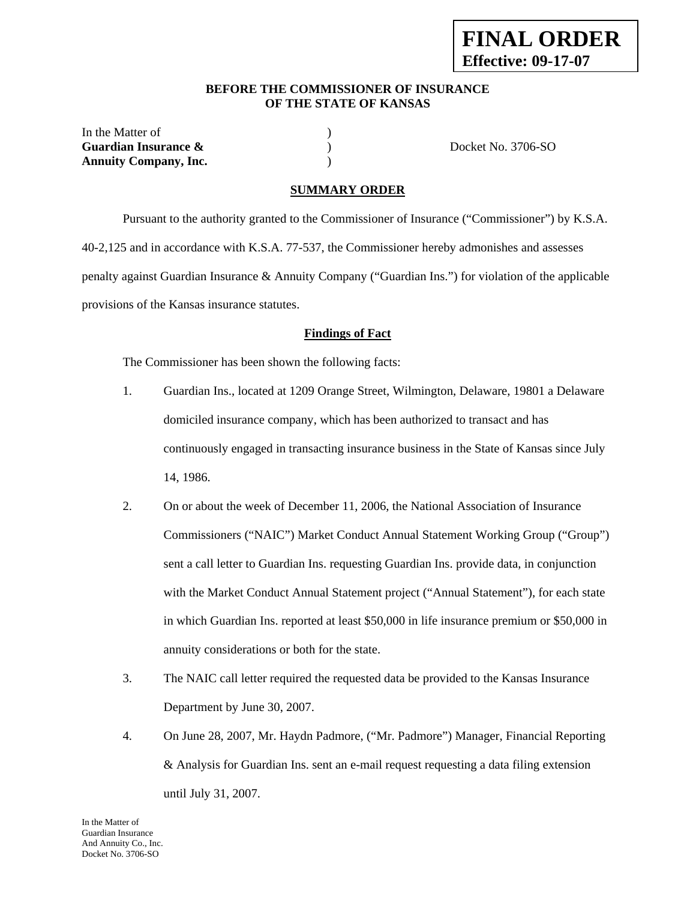**FINAL ORDER**
**Effective: 09-17-07**

**BEFORE THE COMMISSIONER OF INSURANCE**
**OF THE STATE OF KANSAS**

| | | |
|---|---|---|
| In the Matter of | ) | |
| **Guardian Insurance &** | ) | Docket No. 3706-SO |
| **Annuity Company, Inc.** | ) | |

## SUMMARY ORDER

Pursuant to the authority granted to the Commissioner of Insurance ("Commissioner") by K.S.A. 40-2,125 and in accordance with K.S.A. 77-537, the Commissioner hereby admonishes and assesses penalty against Guardian Insurance & Annuity Company ("Guardian Ins.") for violation of the applicable provisions of the Kansas insurance statutes.

### Findings of Fact

The Commissioner has been shown the following facts:

1. Guardian Ins., located at 1209 Orange Street, Wilmington, Delaware, 19801 a Delaware domiciled insurance company, which has been authorized to transact and has continuously engaged in transacting insurance business in the State of Kansas since July 14, 1986.
2. On or about the week of December 11, 2006, the National Association of Insurance Commissioners ("NAIC") Market Conduct Annual Statement Working Group ("Group") sent a call letter to Guardian Ins. requesting Guardian Ins. provide data, in conjunction with the Market Conduct Annual Statement project ("Annual Statement"), for each state in which Guardian Ins. reported at least $50,000 in life insurance premium or $50,000 in annuity considerations or both for the state.
3. The NAIC call letter required the requested data be provided to the Kansas Insurance Department by June 30, 2007.
4. On June 28, 2007, Mr. Haydn Padmore, ("Mr. Padmore") Manager, Financial Reporting & Analysis for Guardian Ins. sent an e-mail request requesting a data filing extension until July 31, 2007.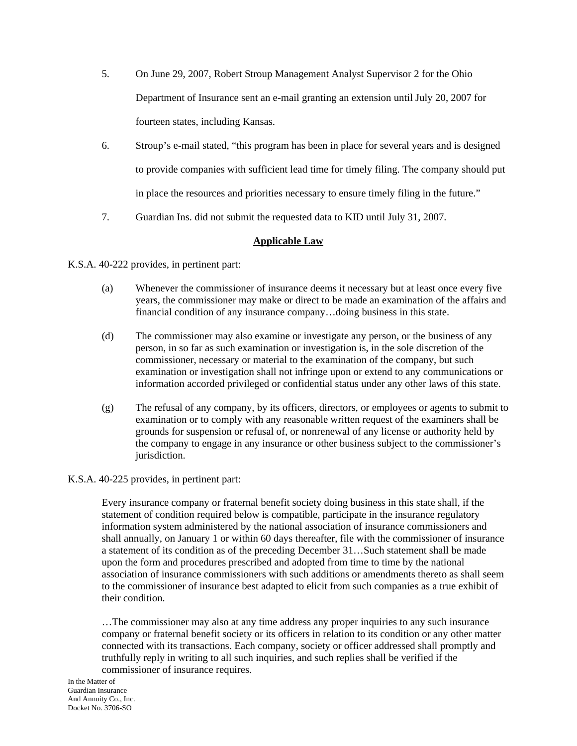5. On June 29, 2007, Robert Stroup Management Analyst Supervisor 2 for the Ohio Department of Insurance sent an e-mail granting an extension until July 20, 2007 for fourteen states, including Kansas.

6. Stroup's e-mail stated, "this program has been in place for several years and is designed to provide companies with sufficient lead time for timely filing. The company should put in place the resources and priorities necessary to ensure timely filing in the future."

7. Guardian Ins. did not submit the requested data to KID until July 31, 2007.

## Applicable Law

K.S.A. 40-222 provides, in pertinent part:

> (a) Whenever the commissioner of insurance deems it necessary but at least once every five years, the commissioner may make or direct to be made an examination of the affairs and financial condition of any insurance company…doing business in this state.
>
> (d) The commissioner may also examine or investigate any person, or the business of any person, in so far as such examination or investigation is, in the sole discretion of the commissioner, necessary or material to the examination of the company, but such examination or investigation shall not infringe upon or extend to any communications or information accorded privileged or confidential status under any other laws of this state.
>
> (g) The refusal of any company, by its officers, directors, or employees or agents to submit to examination or to comply with any reasonable written request of the examiners shall be grounds for suspension or refusal of, or nonrenewal of any license or authority held by the company to engage in any insurance or other business subject to the commissioner's jurisdiction.

K.S.A. 40-225 provides, in pertinent part:

> Every insurance company or fraternal benefit society doing business in this state shall, if the statement of condition required below is compatible, participate in the insurance regulatory information system administered by the national association of insurance commissioners and shall annually, on January 1 or within 60 days thereafter, file with the commissioner of insurance a statement of its condition as of the preceding December 31…Such statement shall be made upon the form and procedures prescribed and adopted from time to time by the national association of insurance commissioners with such additions or amendments thereto as shall seem to the commissioner of insurance best adapted to elicit from such companies as a true exhibit of their condition.
>
> …The commissioner may also at any time address any proper inquiries to any such insurance company or fraternal benefit society or its officers in relation to its condition or any other matter connected with its transactions. Each company, society or officer addressed shall promptly and truthfully reply in writing to all such inquiries, and such replies shall be verified if the commissioner of insurance requires.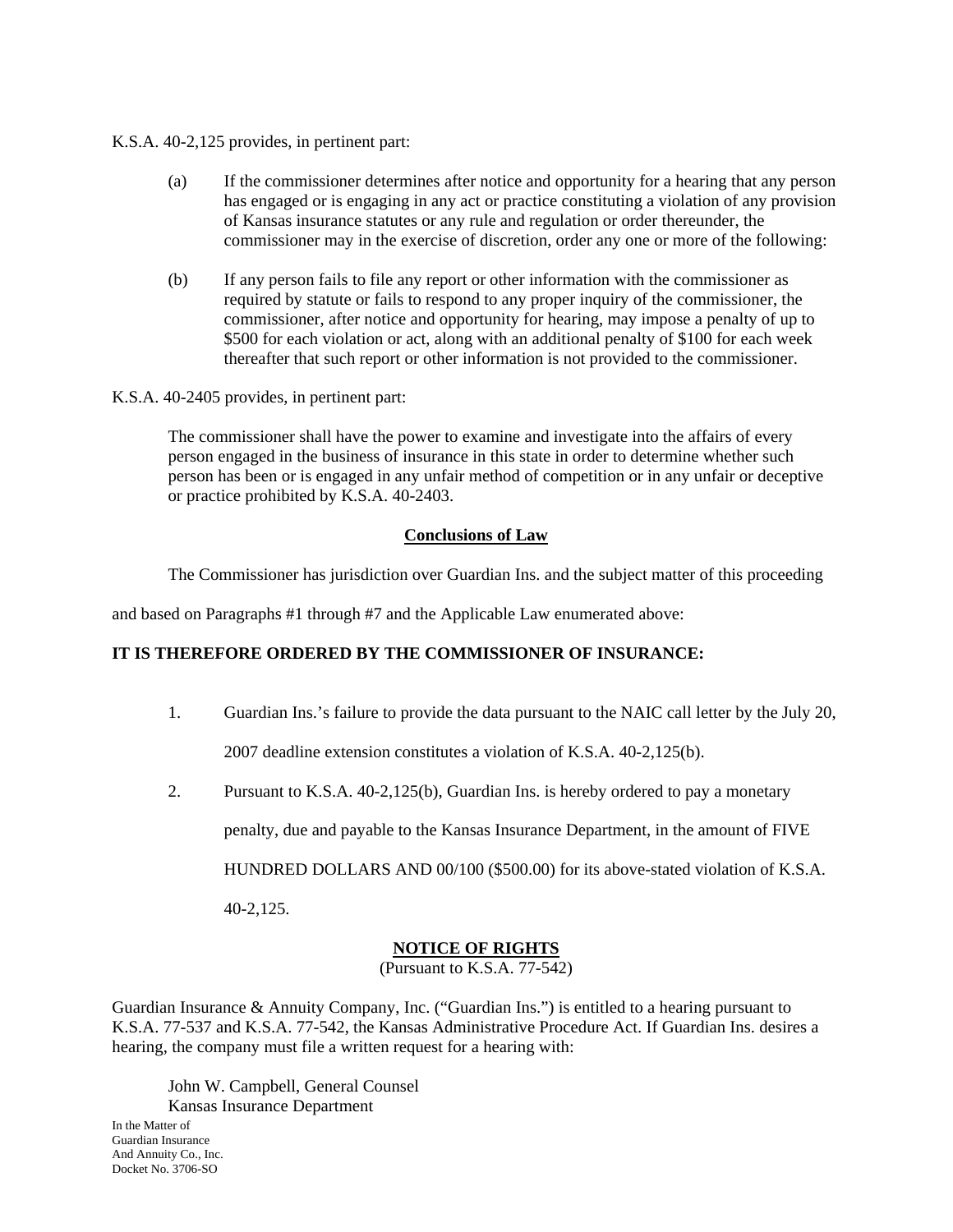K.S.A. 40-2,125 provides, in pertinent part:

> (a) If the commissioner determines after notice and opportunity for a hearing that any person has engaged or is engaging in any act or practice constituting a violation of any provision of Kansas insurance statutes or any rule and regulation or order thereunder, the commissioner may in the exercise of discretion, order any one or more of the following:
>
> (b) If any person fails to file any report or other information with the commissioner as required by statute or fails to respond to any proper inquiry of the commissioner, the commissioner, after notice and opportunity for hearing, may impose a penalty of up to $500 for each violation or act, along with an additional penalty of $100 for each week thereafter that such report or other information is not provided to the commissioner.

K.S.A. 40-2405 provides, in pertinent part:

> The commissioner shall have the power to examine and investigate into the affairs of every person engaged in the business of insurance in this state in order to determine whether such person has been or is engaged in any unfair method of competition or in any unfair or deceptive or practice prohibited by K.S.A. 40-2403.

## Conclusions of Law

The Commissioner has jurisdiction over Guardian Ins. and the subject matter of this proceeding and based on Paragraphs #1 through #7 and the Applicable Law enumerated above:

**IT IS THEREFORE ORDERED BY THE COMMISSIONER OF INSURANCE:**

1. Guardian Ins.'s failure to provide the data pursuant to the NAIC call letter by the July 20, 2007 deadline extension constitutes a violation of K.S.A. 40-2,125(b).

2. Pursuant to K.S.A. 40-2,125(b), Guardian Ins. is hereby ordered to pay a monetary penalty, due and payable to the Kansas Insurance Department, in the amount of FIVE HUNDRED DOLLARS AND 00/100 ($500.00) for its above-stated violation of K.S.A. 40-2,125.

## NOTICE OF RIGHTS

(Pursuant to K.S.A. 77-542)

Guardian Insurance & Annuity Company, Inc. ("Guardian Ins.") is entitled to a hearing pursuant to K.S.A. 77-537 and K.S.A. 77-542, the Kansas Administrative Procedure Act. If Guardian Ins. desires a hearing, the company must file a written request for a hearing with:

John W. Campbell, General Counsel
Kansas Insurance Department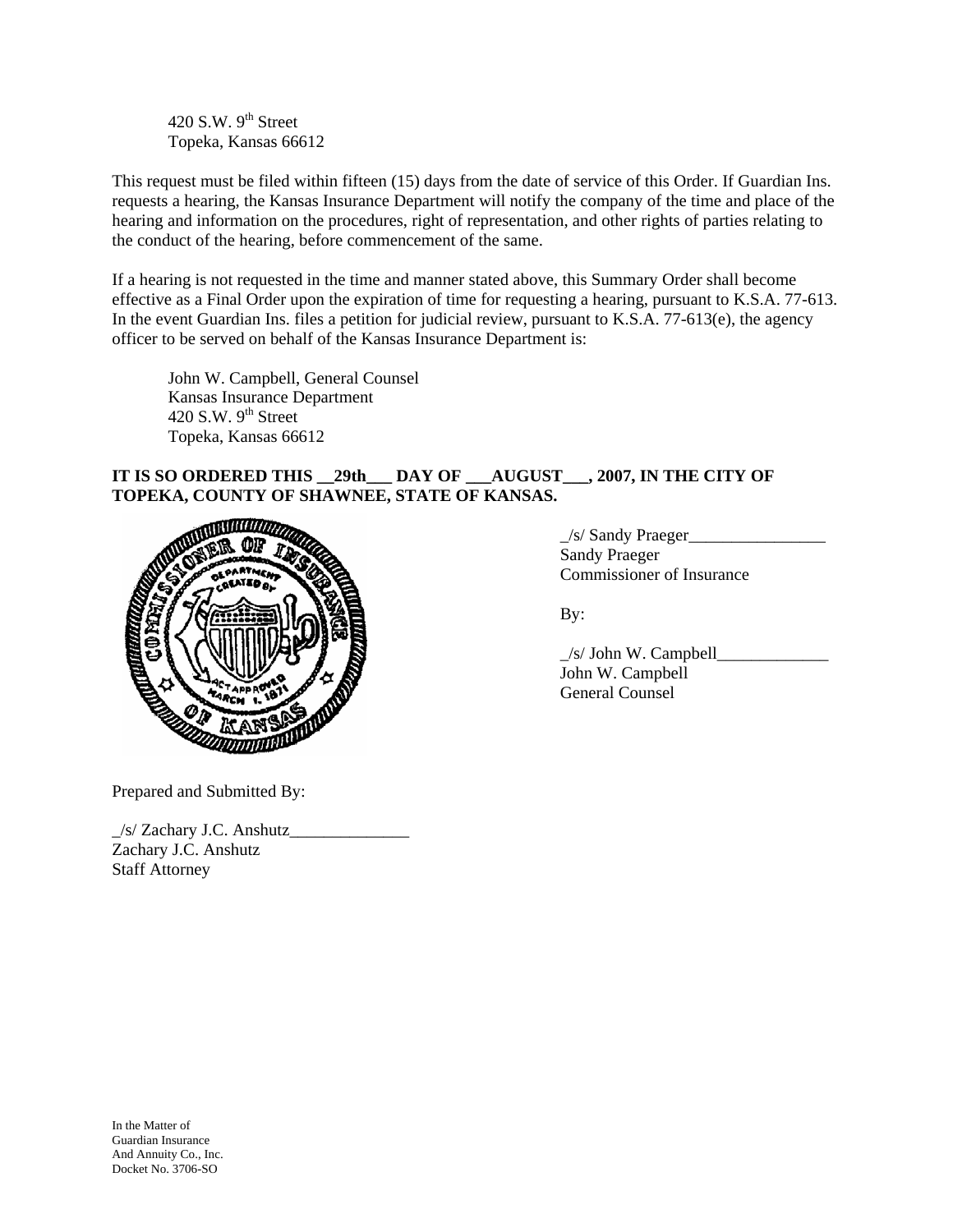420 S.W. 9th Street
Topeka, Kansas 66612

This request must be filed within fifteen (15) days from the date of service of this Order. If Guardian Ins. requests a hearing, the Kansas Insurance Department will notify the company of the time and place of the hearing and information on the procedures, right of representation, and other rights of parties relating to the conduct of the hearing, before commencement of the same.

If a hearing is not requested in the time and manner stated above, this Summary Order shall become effective as a Final Order upon the expiration of time for requesting a hearing, pursuant to K.S.A. 77-613. In the event Guardian Ins. files a petition for judicial review, pursuant to K.S.A. 77-613(e), the agency officer to be served on behalf of the Kansas Insurance Department is:

John W. Campbell, General Counsel
Kansas Insurance Department
420 S.W. 9th Street
Topeka, Kansas 66612

**IT IS SO ORDERED THIS __29th___ DAY OF ___AUGUST___, 2007, IN THE CITY OF TOPEKA, COUNTY OF SHAWNEE, STATE OF KANSAS.**

_/s/ Sandy Praeger________________
Sandy Praeger
Commissioner of Insurance

By:

_/s/ John W. Campbell_____________
John W. Campbell
General Counsel

Prepared and Submitted By:

_/s/ Zachary J.C. Anshutz______________
Zachary J.C. Anshutz
Staff Attorney

In the Matter of
Guardian Insurance
And Annuity Co., Inc.
Docket No. 3706-SO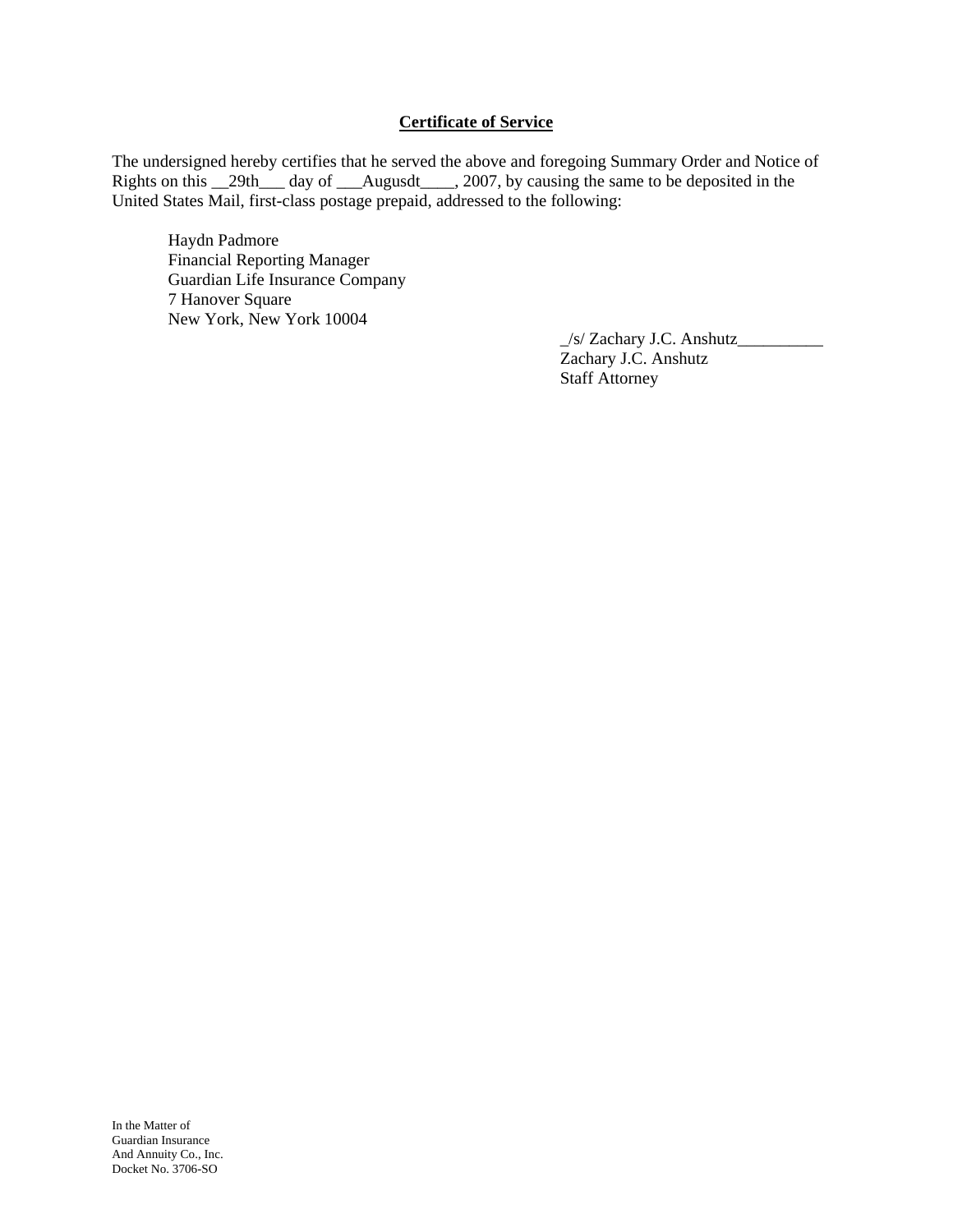**Certificate of Service**

The undersigned hereby certifies that he served the above and foregoing Summary Order and Notice of Rights on this __29th___ day of ___Augusdt____, 2007, by causing the same to be deposited in the United States Mail, first-class postage prepaid, addressed to the following:

Haydn Padmore  
Financial Reporting Manager  
Guardian Life Insurance Company  
7 Hanover Square  
New York, New York 10004

_/s/ Zachary J.C. Anshutz__________  
Zachary J.C. Anshutz  
Staff Attorney

In the Matter of  
Guardian Insurance  
And Annuity Co., Inc.  
Docket No. 3706-SO